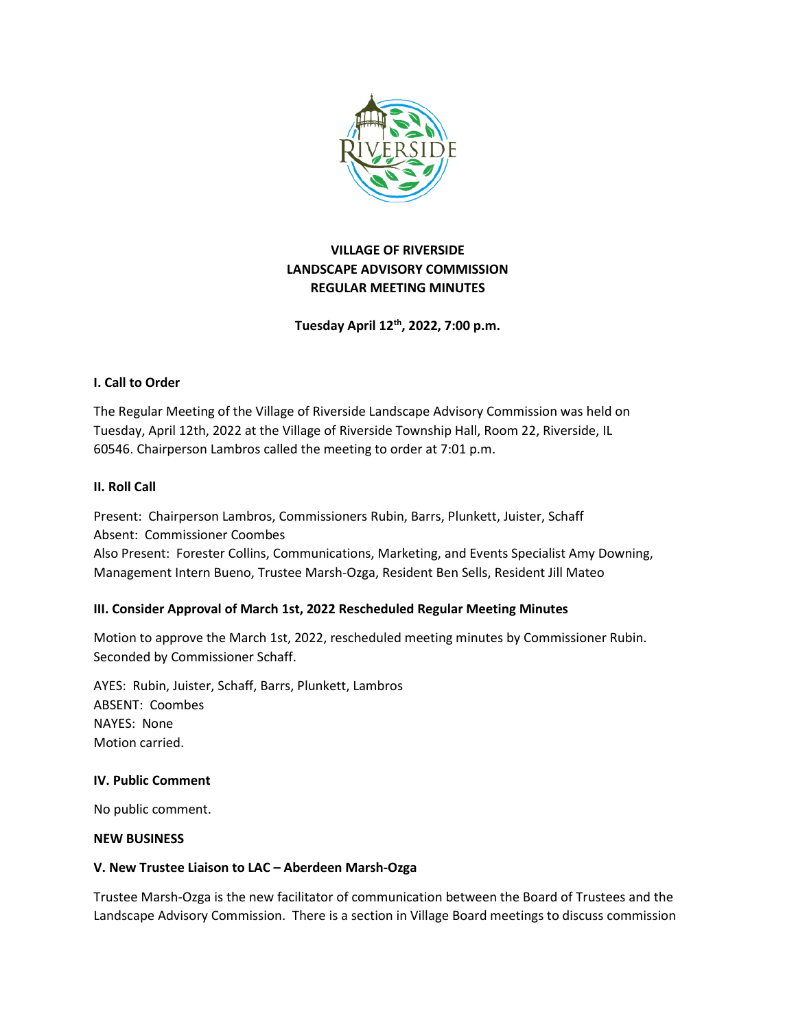**VILLAGE OF RIVERSIDE**
**LANDSCAPE ADVISORY COMMISSION**
**REGULAR MEETING MINUTES**

**Tuesday April 12th, 2022, 7:00 p.m.**

### I. Call to Order

The Regular Meeting of the Village of Riverside Landscape Advisory Commission was held on Tuesday, April 12th, 2022 at the Village of Riverside Township Hall, Room 22, Riverside, IL 60546. Chairperson Lambros called the meeting to order at 7:01 p.m.

### II. Roll Call

Present: Chairperson Lambros, Commissioners Rubin, Barrs, Plunkett, Juister, Schaff
Absent: Commissioner Coombes
Also Present: Forester Collins, Communications, Marketing, and Events Specialist Amy Downing, Management Intern Bueno, Trustee Marsh-Ozga, Resident Ben Sells, Resident Jill Mateo

### III. Consider Approval of March 1st, 2022 Rescheduled Regular Meeting Minutes

Motion to approve the March 1st, 2022, rescheduled meeting minutes by Commissioner Rubin. Seconded by Commissioner Schaff.

AYES: Rubin, Juister, Schaff, Barrs, Plunkett, Lambros
ABSENT: Coombes
NAYES: None
Motion carried.

### IV. Public Comment

No public comment.

**NEW BUSINESS**

### V. New Trustee Liaison to LAC – Aberdeen Marsh-Ozga

Trustee Marsh-Ozga is the new facilitator of communication between the Board of Trustees and the Landscape Advisory Commission. There is a section in Village Board meetings to discuss commission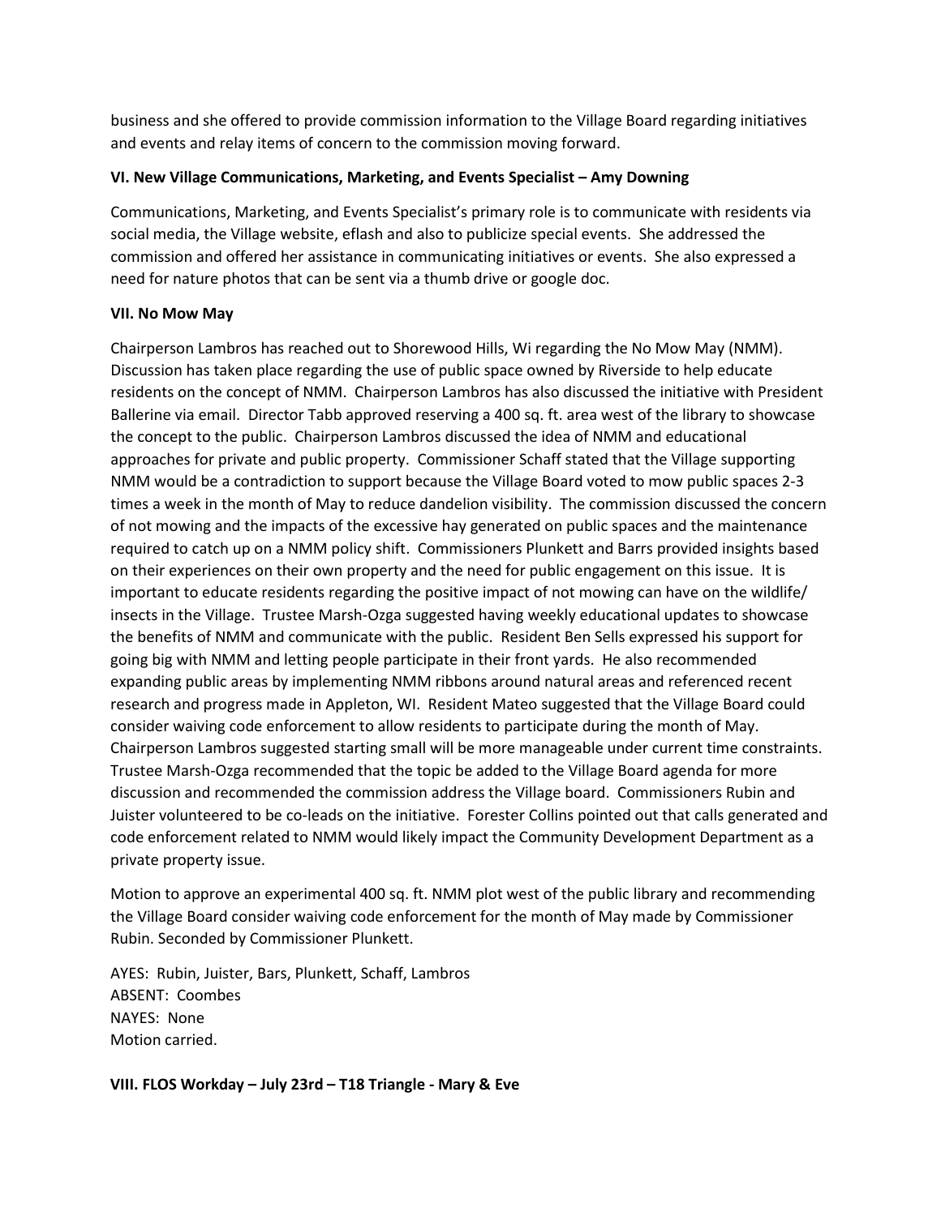business and she offered to provide commission information to the Village Board regarding initiatives and events and relay items of concern to the commission moving forward.

**VI. New Village Communications, Marketing, and Events Specialist – Amy Downing**

Communications, Marketing, and Events Specialist's primary role is to communicate with residents via social media, the Village website, eflash and also to publicize special events. She addressed the commission and offered her assistance in communicating initiatives or events. She also expressed a need for nature photos that can be sent via a thumb drive or google doc.

**VII. No Mow May**

Chairperson Lambros has reached out to Shorewood Hills, Wi regarding the No Mow May (NMM). Discussion has taken place regarding the use of public space owned by Riverside to help educate residents on the concept of NMM. Chairperson Lambros has also discussed the initiative with President Ballerine via email. Director Tabb approved reserving a 400 sq. ft. area west of the library to showcase the concept to the public. Chairperson Lambros discussed the idea of NMM and educational approaches for private and public property. Commissioner Schaff stated that the Village supporting NMM would be a contradiction to support because the Village Board voted to mow public spaces 2-3 times a week in the month of May to reduce dandelion visibility. The commission discussed the concern of not mowing and the impacts of the excessive hay generated on public spaces and the maintenance required to catch up on a NMM policy shift. Commissioners Plunkett and Barrs provided insights based on their experiences on their own property and the need for public engagement on this issue. It is important to educate residents regarding the positive impact of not mowing can have on the wildlife/ insects in the Village. Trustee Marsh-Ozga suggested having weekly educational updates to showcase the benefits of NMM and communicate with the public. Resident Ben Sells expressed his support for going big with NMM and letting people participate in their front yards. He also recommended expanding public areas by implementing NMM ribbons around natural areas and referenced recent research and progress made in Appleton, WI. Resident Mateo suggested that the Village Board could consider waiving code enforcement to allow residents to participate during the month of May. Chairperson Lambros suggested starting small will be more manageable under current time constraints. Trustee Marsh-Ozga recommended that the topic be added to the Village Board agenda for more discussion and recommended the commission address the Village board. Commissioners Rubin and Juister volunteered to be co-leads on the initiative. Forester Collins pointed out that calls generated and code enforcement related to NMM would likely impact the Community Development Department as a private property issue.

Motion to approve an experimental 400 sq. ft. NMM plot west of the public library and recommending the Village Board consider waiving code enforcement for the month of May made by Commissioner Rubin. Seconded by Commissioner Plunkett.

AYES: Rubin, Juister, Bars, Plunkett, Schaff, Lambros
ABSENT: Coombes
NAYES: None
Motion carried.

**VIII. FLOS Workday – July 23rd – T18 Triangle - Mary & Eve**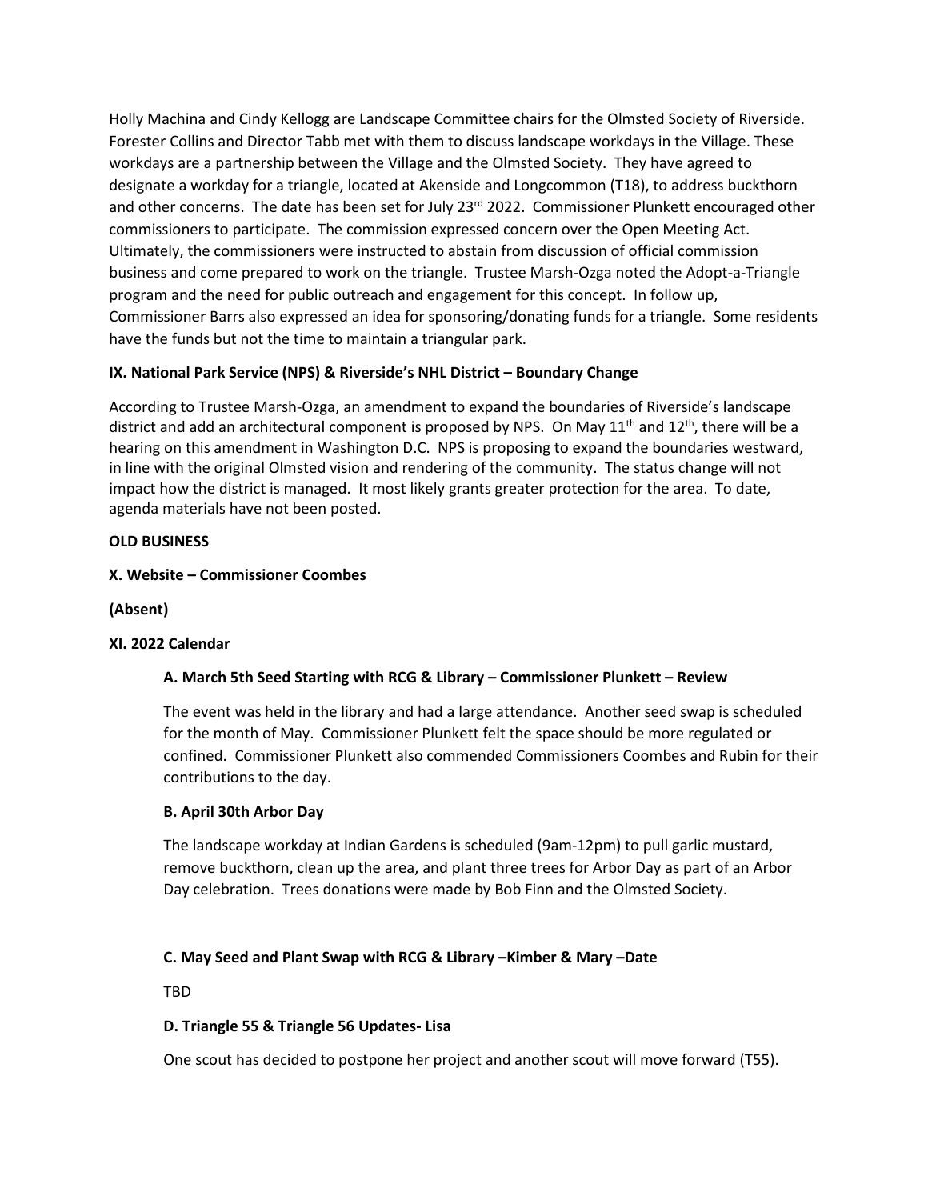Holly Machina and Cindy Kellogg are Landscape Committee chairs for the Olmsted Society of Riverside. Forester Collins and Director Tabb met with them to discuss landscape workdays in the Village. These workdays are a partnership between the Village and the Olmsted Society. They have agreed to designate a workday for a triangle, located at Akenside and Longcommon (T18), to address buckthorn and other concerns. The date has been set for July 23rd 2022. Commissioner Plunkett encouraged other commissioners to participate. The commission expressed concern over the Open Meeting Act. Ultimately, the commissioners were instructed to abstain from discussion of official commission business and come prepared to work on the triangle. Trustee Marsh-Ozga noted the Adopt-a-Triangle program and the need for public outreach and engagement for this concept. In follow up, Commissioner Barrs also expressed an idea for sponsoring/donating funds for a triangle. Some residents have the funds but not the time to maintain a triangular park.

**IX. National Park Service (NPS) & Riverside's NHL District – Boundary Change**

According to Trustee Marsh-Ozga, an amendment to expand the boundaries of Riverside's landscape district and add an architectural component is proposed by NPS. On May 11th and 12th, there will be a hearing on this amendment in Washington D.C. NPS is proposing to expand the boundaries westward, in line with the original Olmsted vision and rendering of the community. The status change will not impact how the district is managed. It most likely grants greater protection for the area. To date, agenda materials have not been posted.

**OLD BUSINESS**

**X. Website – Commissioner Coombes**

**(Absent)**

**XI. 2022 Calendar**

**A. March 5th Seed Starting with RCG & Library – Commissioner Plunkett – Review**

The event was held in the library and had a large attendance. Another seed swap is scheduled for the month of May. Commissioner Plunkett felt the space should be more regulated or confined. Commissioner Plunkett also commended Commissioners Coombes and Rubin for their contributions to the day.

**B. April 30th Arbor Day**

The landscape workday at Indian Gardens is scheduled (9am-12pm) to pull garlic mustard, remove buckthorn, clean up the area, and plant three trees for Arbor Day as part of an Arbor Day celebration. Trees donations were made by Bob Finn and the Olmsted Society.

**C. May Seed and Plant Swap with RCG & Library –Kimber & Mary –Date**

TBD

**D. Triangle 55 & Triangle 56 Updates- Lisa**

One scout has decided to postpone her project and another scout will move forward (T55).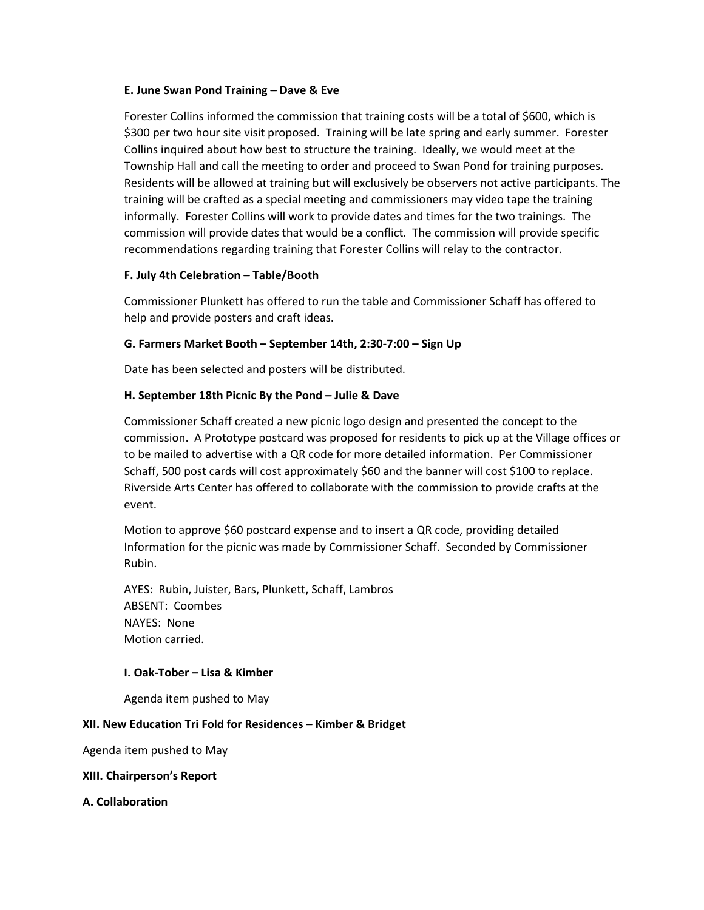**E. June Swan Pond Training – Dave & Eve**

Forester Collins informed the commission that training costs will be a total of $600, which is $300 per two hour site visit proposed. Training will be late spring and early summer. Forester Collins inquired about how best to structure the training. Ideally, we would meet at the Township Hall and call the meeting to order and proceed to Swan Pond for training purposes. Residents will be allowed at training but will exclusively be observers not active participants. The training will be crafted as a special meeting and commissioners may video tape the training informally. Forester Collins will work to provide dates and times for the two trainings. The commission will provide dates that would be a conflict. The commission will provide specific recommendations regarding training that Forester Collins will relay to the contractor.

**F. July 4th Celebration – Table/Booth**

Commissioner Plunkett has offered to run the table and Commissioner Schaff has offered to help and provide posters and craft ideas.

**G. Farmers Market Booth – September 14th, 2:30-7:00 – Sign Up**

Date has been selected and posters will be distributed.

**H. September 18th Picnic By the Pond – Julie & Dave**

Commissioner Schaff created a new picnic logo design and presented the concept to the commission. A Prototype postcard was proposed for residents to pick up at the Village offices or to be mailed to advertise with a QR code for more detailed information. Per Commissioner Schaff, 500 post cards will cost approximately $60 and the banner will cost $100 to replace. Riverside Arts Center has offered to collaborate with the commission to provide crafts at the event.

Motion to approve $60 postcard expense and to insert a QR code, providing detailed Information for the picnic was made by Commissioner Schaff. Seconded by Commissioner Rubin.

AYES: Rubin, Juister, Bars, Plunkett, Schaff, Lambros
ABSENT: Coombes
NAYES: None
Motion carried.

**I. Oak-Tober – Lisa & Kimber**

Agenda item pushed to May

**XII. New Education Tri Fold for Residences – Kimber & Bridget**

Agenda item pushed to May

**XIII. Chairperson's Report**

**A. Collaboration**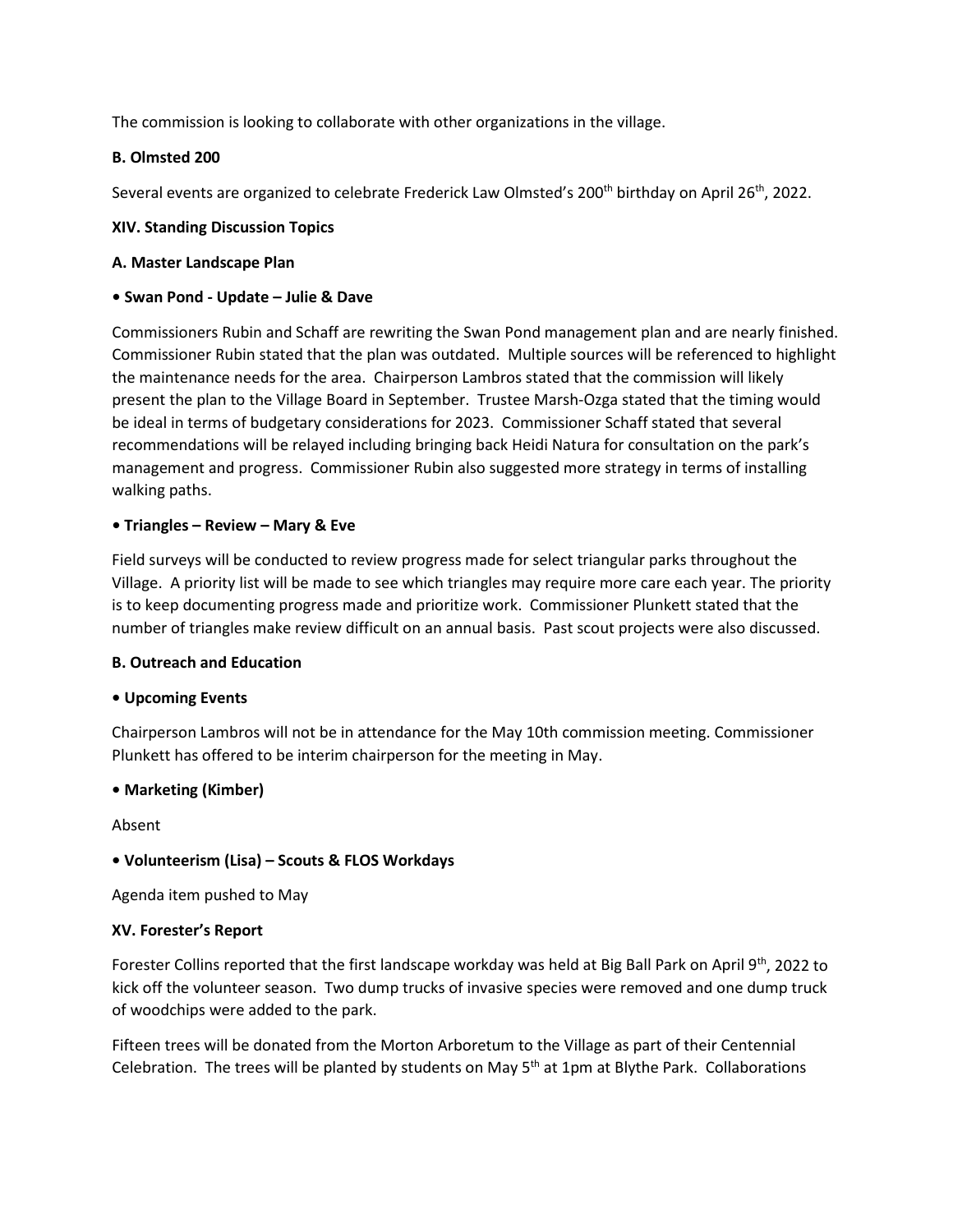The commission is looking to collaborate with other organizations in the village.

**B. Olmsted 200**

Several events are organized to celebrate Frederick Law Olmsted's 200th birthday on April 26th, 2022.

**XIV. Standing Discussion Topics**

**A. Master Landscape Plan**

**• Swan Pond - Update – Julie & Dave**

Commissioners Rubin and Schaff are rewriting the Swan Pond management plan and are nearly finished. Commissioner Rubin stated that the plan was outdated. Multiple sources will be referenced to highlight the maintenance needs for the area. Chairperson Lambros stated that the commission will likely present the plan to the Village Board in September. Trustee Marsh-Ozga stated that the timing would be ideal in terms of budgetary considerations for 2023. Commissioner Schaff stated that several recommendations will be relayed including bringing back Heidi Natura for consultation on the park's management and progress. Commissioner Rubin also suggested more strategy in terms of installing walking paths.

**• Triangles – Review – Mary & Eve**

Field surveys will be conducted to review progress made for select triangular parks throughout the Village. A priority list will be made to see which triangles may require more care each year. The priority is to keep documenting progress made and prioritize work. Commissioner Plunkett stated that the number of triangles make review difficult on an annual basis. Past scout projects were also discussed.

**B. Outreach and Education**

**• Upcoming Events**

Chairperson Lambros will not be in attendance for the May 10th commission meeting. Commissioner Plunkett has offered to be interim chairperson for the meeting in May.

**• Marketing (Kimber)**

Absent

**• Volunteerism (Lisa) – Scouts & FLOS Workdays**

Agenda item pushed to May

**XV. Forester's Report**

Forester Collins reported that the first landscape workday was held at Big Ball Park on April 9th, 2022 to kick off the volunteer season. Two dump trucks of invasive species were removed and one dump truck of woodchips were added to the park.

Fifteen trees will be donated from the Morton Arboretum to the Village as part of their Centennial Celebration. The trees will be planted by students on May 5th at 1pm at Blythe Park. Collaborations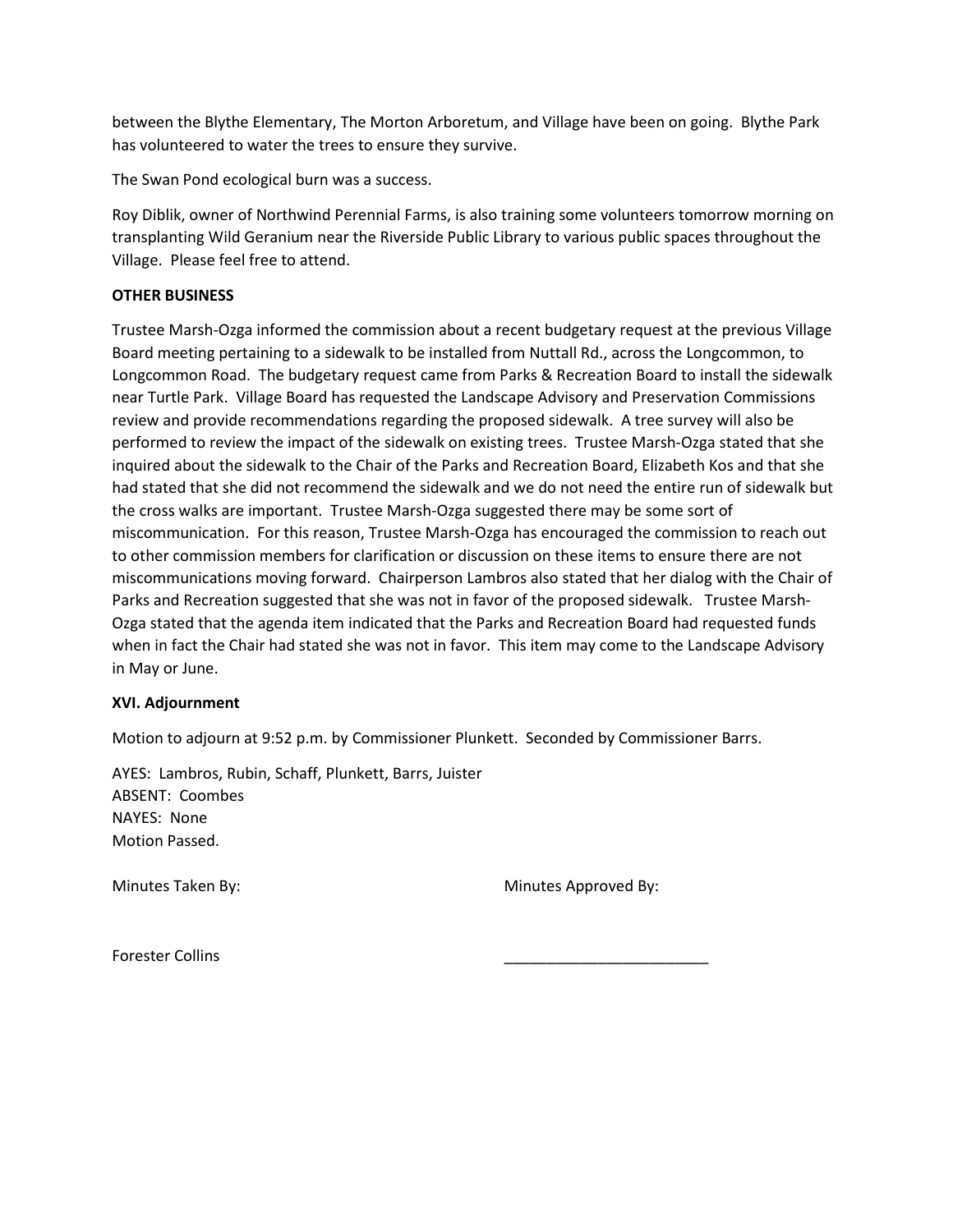between the Blythe Elementary, The Morton Arboretum, and Village have been on going. Blythe Park has volunteered to water the trees to ensure they survive.

The Swan Pond ecological burn was a success.

Roy Diblik, owner of Northwind Perennial Farms, is also training some volunteers tomorrow morning on transplanting Wild Geranium near the Riverside Public Library to various public spaces throughout the Village. Please feel free to attend.

**OTHER BUSINESS**

Trustee Marsh-Ozga informed the commission about a recent budgetary request at the previous Village Board meeting pertaining to a sidewalk to be installed from Nuttall Rd., across the Longcommon, to Longcommon Road. The budgetary request came from Parks & Recreation Board to install the sidewalk near Turtle Park. Village Board has requested the Landscape Advisory and Preservation Commissions review and provide recommendations regarding the proposed sidewalk. A tree survey will also be performed to review the impact of the sidewalk on existing trees. Trustee Marsh-Ozga stated that she inquired about the sidewalk to the Chair of the Parks and Recreation Board, Elizabeth Kos and that she had stated that she did not recommend the sidewalk and we do not need the entire run of sidewalk but the cross walks are important. Trustee Marsh-Ozga suggested there may be some sort of miscommunication. For this reason, Trustee Marsh-Ozga has encouraged the commission to reach out to other commission members for clarification or discussion on these items to ensure there are not miscommunications moving forward. Chairperson Lambros also stated that her dialog with the Chair of Parks and Recreation suggested that she was not in favor of the proposed sidewalk. Trustee Marsh-Ozga stated that the agenda item indicated that the Parks and Recreation Board had requested funds when in fact the Chair had stated she was not in favor. This item may come to the Landscape Advisory in May or June.

**XVI. Adjournment**

Motion to adjourn at 9:52 p.m. by Commissioner Plunkett. Seconded by Commissioner Barrs.

AYES: Lambros, Rubin, Schaff, Plunkett, Barrs, Juister
ABSENT: Coombes
NAYES: None
Motion Passed.

Minutes Taken By: Minutes Approved By:

Forester Collins ________________________